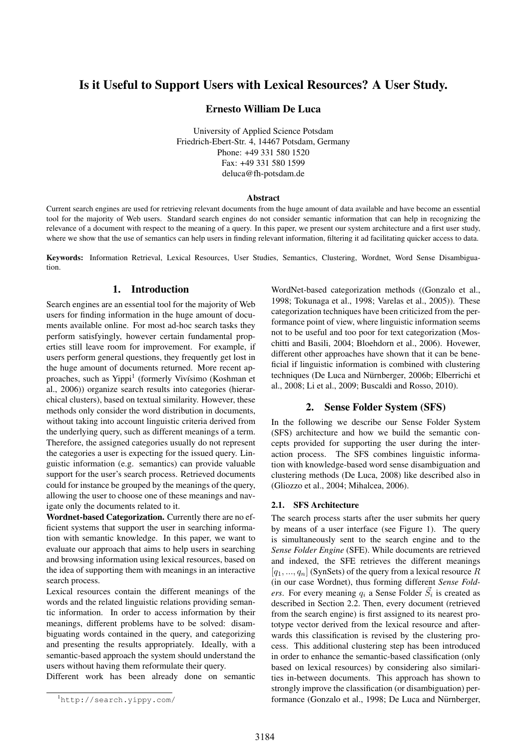# Is it Useful to Support Users with Lexical Resources? A User Study.

**Ernesto William De Luca**

University of Applied Science Potsdam
Friedrich-Ebert-Str. 4, 14467 Potsdam, Germany
Phone: +49 331 580 1520
Fax: +49 331 580 1599
deluca@fh-potsdam.de

### Abstract

Current search engines are used for retrieving relevant documents from the huge amount of data available and have become an essential tool for the majority of Web users. Standard search engines do not consider semantic information that can help in recognizing the relevance of a document with respect to the meaning of a query. In this paper, we present our system architecture and a first user study, where we show that the use of semantics can help users in finding relevant information, filtering it ad facilitating quicker access to data.

**Keywords:** Information Retrieval, Lexical Resources, User Studies, Semantics, Clustering, Wordnet, Word Sense Disambiguation.

## 1. Introduction

Search engines are an essential tool for the majority of Web users for finding information in the huge amount of documents available online. For most ad-hoc search tasks they perform satisfyingly, however certain fundamental properties still leave room for improvement. For example, if users perform general questions, they frequently get lost in the huge amount of documents returned. More recent approaches, such as Yippi[1] (formerly Vivísimo (Koshman et al., 2006)) organize search results into categories (hierarchical clusters), based on textual similarity. However, these methods only consider the word distribution in documents, without taking into account linguistic criteria derived from the underlying query, such as different meanings of a term. Therefore, the assigned categories usually do not represent the categories a user is expecting for the issued query. Linguistic information (e.g. semantics) can provide valuable support for the user's search process. Retrieved documents could for instance be grouped by the meanings of the query, allowing the user to choose one of these meanings and navigate only the documents related to it.

**Wordnet-based Categorization.** Currently there are no efficient systems that support the user in searching information with semantic knowledge. In this paper, we want to evaluate our approach that aims to help users in searching and browsing information using lexical resources, based on the idea of supporting them with meanings in an interactive search process.

Lexical resources contain the different meanings of the words and the related linguistic relations providing semantic information. In order to access information by their meanings, different problems have to be solved: disambiguating words contained in the query, and categorizing and presenting the results appropriately. Ideally, with a semantic-based approach the system should understand the users without having them reformulate their query.

Different work has been already done on semantic WordNet-based categorization methods ((Gonzalo et al., 1998; Tokunaga et al., 1998; Varelas et al., 2005)). These categorization techniques have been criticized from the performance point of view, where linguistic information seems not to be useful and too poor for text categorization (Moschitti and Basili, 2004; Bloehdorn et al., 2006). However, different other approaches have shown that it can be beneficial if linguistic information is combined with clustering techniques (De Luca and Nürnberger, 2006b; Elberrichi et al., 2008; Li et al., 2009; Buscaldi and Rosso, 2010).

## 2. Sense Folder System (SFS)

In the following we describe our Sense Folder System (SFS) architecture and how we build the semantic concepts provided for supporting the user during the interaction process. The SFS combines linguistic information with knowledge-based word sense disambiguation and clustering methods (De Luca, 2008) like described also in (Gliozzo et al., 2004; Mihalcea, 2006).

### 2.1. SFS Architecture

The search process starts after the user submits her query by means of a user interface (see Figure 1). The query is simultaneously sent to the search engine and to the *Sense Folder Engine* (SFE). While documents are retrieved and indexed, the SFE retrieves the different meanings $[q_1, ..., q_n]$ (SynSets) of the query from a lexical resource $R$ (in our case Wordnet), thus forming different *Sense Folders*. For every meaning $q_i$ a Sense Folder $\vec{S_i}$ is created as described in Section 2.2. Then, every document (retrieved from the search engine) is first assigned to its nearest prototype vector derived from the lexical resource and afterwards this classification is revised by the clustering process. This additional clustering step has been introduced in order to enhance the semantic-based classification (only based on lexical resources) by considering also similarities in-between documents. This approach has shown to strongly improve the classification (or disambiguation) performance (Gonzalo et al., 1998; De Luca and Nürnberger,

[1] http://search.yippy.com/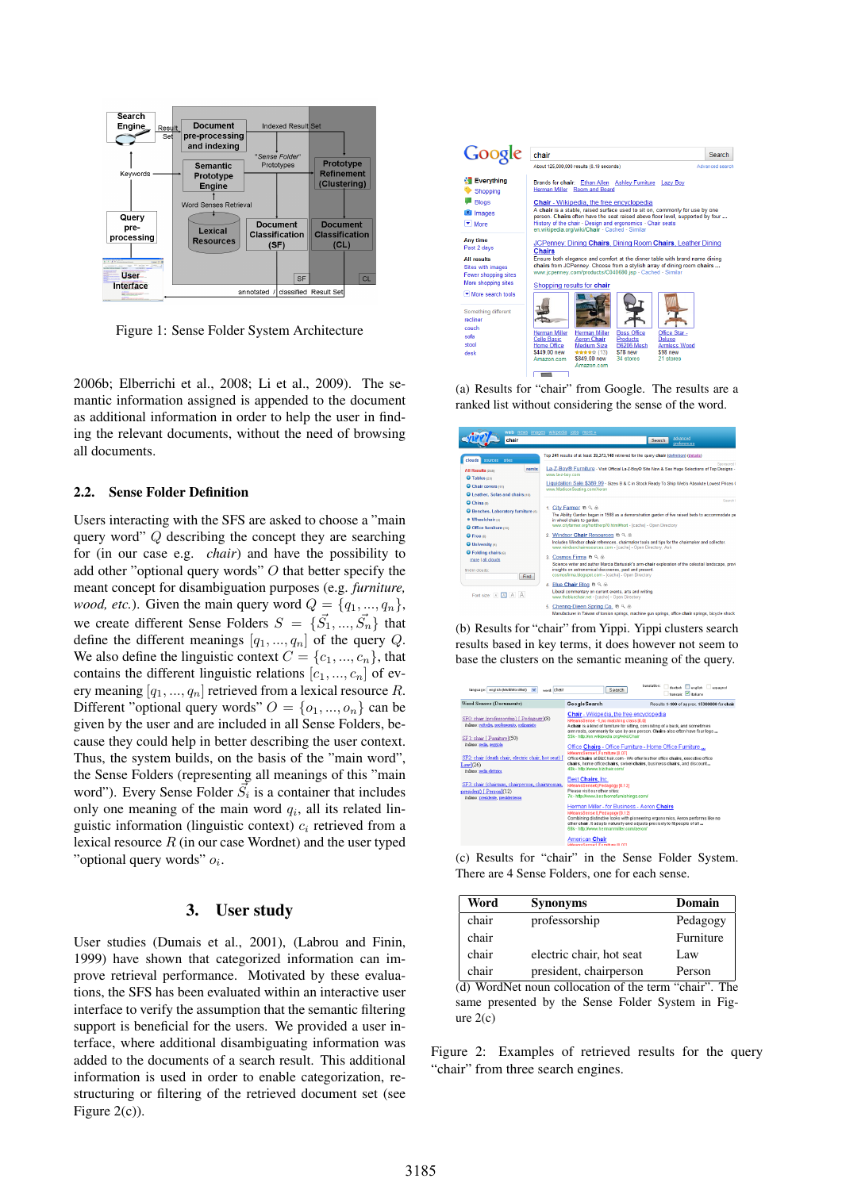Figure 1: Sense Folder System Architecture

2006b; Elberrichi et al., 2008; Li et al., 2009). The semantic information assigned is appended to the document as additional information in order to help the user in finding the relevant documents, without the need of browsing all documents.

### 2.2. Sense Folder Definition

Users interacting with the SFS are asked to choose a "main query word" $Q$ describing the concept they are searching for (in our case e.g. *chair*) and have the possibility to add other "optional query words" $O$ that better specify the meant concept for disambiguation purposes (e.g. *furniture, wood, etc.*). Given the main query word $Q = \{q_1, ..., q_n\}$, we create different Sense Folders $S = \{\vec{S_1}, ..., \vec{S_n}\}$ that define the different meanings $[q_1, ..., q_n]$ of the query $Q$. We also define the linguistic context $C = \{c_1, ..., c_n\}$, that contains the different linguistic relations $[c_1, ..., c_n]$ of every query meaning $[q_1, ..., q_n]$ retrieved from a lexical resource $R$. Different "optional query words" $O = \{o_1, ..., o_n\}$ can be given by the user and are included in all Sense Folders, because they could help in better describing the user context. Thus, the system builds, on the basis of the "main word", the Sense Folders (representing all meanings of this "main word"). Every Sense Folder $\vec{S_i}$ is a container that includes only one meaning of the main word $q_i$, all its related linguistic information (linguistic context) $c_i$ retrieved from a lexical resource $R$ (in our case Wordnet) and the user typed "optional query words" $o_i$.

## 3. User study

User studies (Dumais et al., 2001), (Labrou and Finin, 1999) have shown that categorized information can improve retrieval performance. Motivated by these evaluations, the SFS has been evaluated within an interactive user interface to verify the assumption that the semantic filtering support is beneficial for the users. We provided a user interface, where additional disambiguating information was added to the documents of a search result. This additional information is used in order to enable categorization, restructuring or filtering of the retrieved document set (see Figure 2(c)).

(a) Results for "chair" from Google. The results are a ranked list without considering the sense of the word.

(b) Results for "chair" from Yippi. Yippi clusters search results based in key terms, it does however not seem to base the clusters on the semantic meaning of the query.

(c) Results for "chair" in the Sense Folder System. There are 4 Sense Folders, one for each sense.

| Word | Synonyms | Domain |
|---|---|---|
| chair | professorship | Pedagogy |
| chair | | Furniture |
| chair | electric chair, hot seat | Law |
| chair | president, chairperson | Person |

(d) WordNet noun collocation of the term "chair". The same presented by the Sense Folder System in Figure 2(c)

Figure 2: Examples of retrieved results for the query "chair" from three search engines.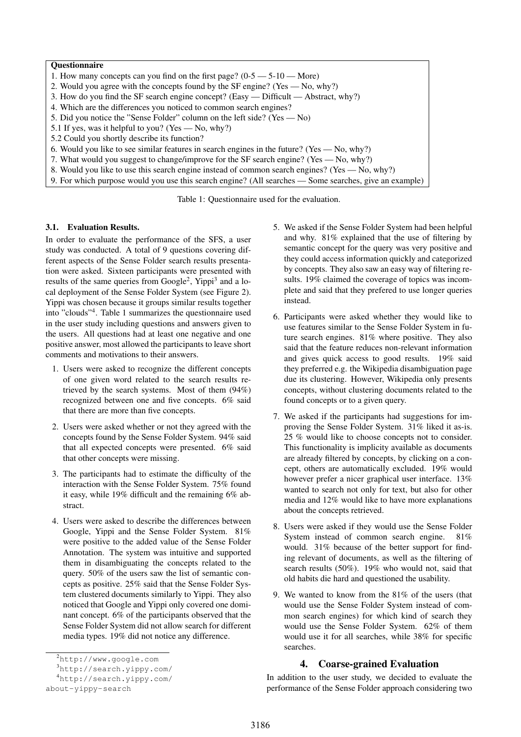| Questionnaire |
|---|
| 1. How many concepts can you find on the first page? (0-5 — 5-10 — More) |
| 2. Would you agree with the concepts found by the SF engine? (Yes — No, why?) |
| 3. How do you find the SF search engine concept? (Easy — Difficult — Abstract, why?) |
| 4. Which are the differences you noticed to common search engines? |
| 5. Did you notice the "Sense Folder" column on the left side? (Yes — No) |
| 5.1 If yes, was it helpful to you? (Yes — No, why?) |
| 5.2 Could you shortly describe its function? |
| 6. Would you like to see similar features in search engines in the future? (Yes — No, why?) |
| 7. What would you suggest to change/improve for the SF search engine? (Yes — No, why?) |
| 8. Would you like to use this search engine instead of common search engines? (Yes — No, why?) |
| 9. For which purpose would you use this search engine? (All searches — Some searches, give an example) |

Table 1: Questionnaire used for the evaluation.

### 3.1. Evaluation Results.

In order to evaluate the performance of the SFS, a user study was conducted. A total of 9 questions covering different aspects of the Sense Folder search results presentation were asked. Sixteen participants were presented with results of the same queries from Google[2], Yippi[3] and a local deployment of the Sense Folder System (see Figure 2). Yippi was chosen because it groups similar results together into "clouds"[4]. Table 1 summarizes the questionnaire used in the user study including questions and answers given to the users. All questions had at least one negative and one positive answer, most allowed the participants to leave short comments and motivations to their answers.

1. Users were asked to recognize the different concepts of one given word related to the search results retrieved by the search systems. Most of them (94%) recognized between one and five concepts. 6% said that there are more than five concepts.
2. Users were asked whether or not they agreed with the concepts found by the Sense Folder System. 94% said that all expected concepts were presented. 6% said that other concepts were missing.
3. The participants had to estimate the difficulty of the interaction with the Sense Folder System. 75% found it easy, while 19% difficult and the remaining 6% abstract.
4. Users were asked to describe the differences between Google, Yippi and the Sense Folder System. 81% were positive to the added value of the Sense Folder Annotation. The system was intuitive and supported them in disambiguating the concepts related to the query. 50% of the users saw the list of semantic concepts as positive. 25% said that the Sense Folder System clustered documents similarly to Yippi. They also noticed that Google and Yippi only covered one dominant concept. 6% of the participants observed that the Sense Folder System did not allow search for different media types. 19% did not notice any difference.
5. We asked if the Sense Folder System had been helpful and why. 81% explained that the use of filtering by semantic concept for the query was very positive and they could access information quickly and categorized by concepts. They also saw an easy way of filtering results. 19% claimed the coverage of topics was incomplete and said that they prefered to use longer queries instead.
6. Participants were asked whether they would like to use features similar to the Sense Folder System in future search engines. 81% where positive. They also said that the feature reduces non-relevant information and gives quick access to good results. 19% said they preferred e.g. the Wikipedia disambiguation page due its clustering. However, Wikipedia only presents concepts, without clustering documents related to the found concepts or to a given query.
7. We asked if the participants had suggestions for improving the Sense Folder System. 31% liked it as-is. 25 % would like to choose concepts not to consider. This functionality is implicity available as documents are already filtered by concepts, by clicking on a concept, others are automatically excluded. 19% would however prefer a nicer graphical user interface. 13% wanted to search not only for text, but also for other media and 12% would like to have more explanations about the concepts retrieved.
8. Users were asked if they would use the Sense Folder System instead of common search engine. 81% would. 31% because of the better support for finding relevant of documents, as well as the filtering of search results (50%). 19% who would not, said that old habits die hard and questioned the usability.
9. We wanted to know from the 81% of the users (that would use the Sense Folder System instead of common search engines) for which kind of search they would use the Sense Folder System. 62% of them would use it for all searches, while 38% for specific searches.

## 4. Coarse-grained Evaluation

In addition to the user study, we decided to evaluate the performance of the Sense Folder approach considering two

[2] http://www.google.com

[3] http://search.yippy.com/

[4] http://search.yippy.com/about-yippy-search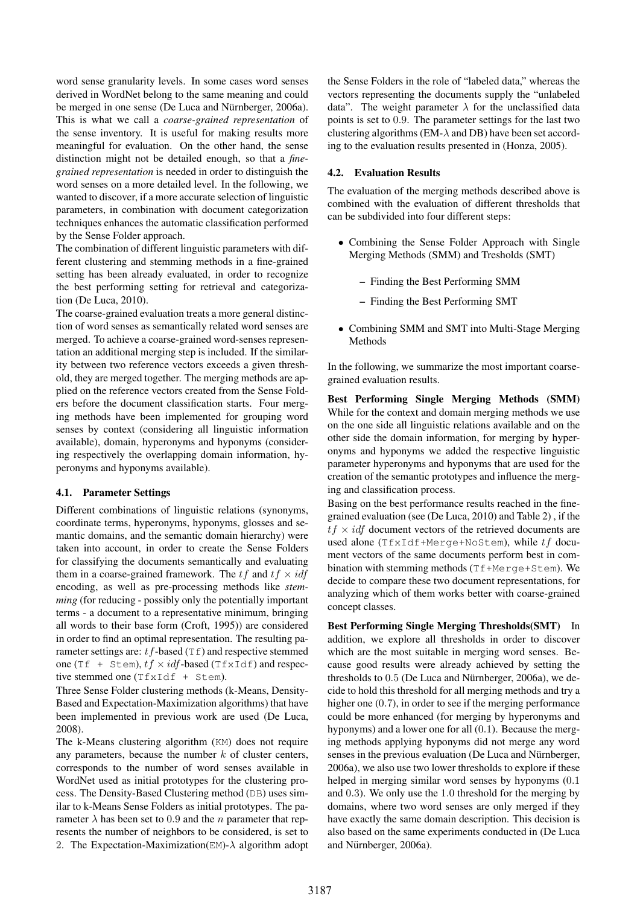word sense granularity levels. In some cases word senses derived in WordNet belong to the same meaning and could be merged in one sense (De Luca and Nürnberger, 2006a). This is what we call a *coarse-grained representation* of the sense inventory. It is useful for making results more meaningful for evaluation. On the other hand, the sense distinction might not be detailed enough, so that a *fine-grained representation* is needed in order to distinguish the word senses on a more detailed level. In the following, we wanted to discover, if a more accurate selection of linguistic parameters, in combination with document categorization techniques enhances the automatic classification performed by the Sense Folder approach.

The combination of different linguistic parameters with different clustering and stemming methods in a fine-grained setting has been already evaluated, in order to recognize the best performing setting for retrieval and categorization (De Luca, 2010).

The coarse-grained evaluation treats a more general distinction of word senses as semantically related word senses are merged. To achieve a coarse-grained word-senses representation an additional merging step is included. If the similarity between two reference vectors exceeds a given threshold, they are merged together. The merging methods are applied on the reference vectors created from the Sense Folders before the document classification starts. Four merging methods have been implemented for grouping word senses by context (considering all linguistic information available), domain, hyperonyms and hyponyms (considering respectively the overlapping domain information, hyperonyms and hyponyms available).

### 4.1. Parameter Settings

Different combinations of linguistic relations (synonyms, coordinate terms, hyperonyms, hyponyms, glosses and semantic domains, and the semantic domain hierarchy) were taken into account, in order to create the Sense Folders for classifying the documents semantically and evaluating them in a coarse-grained framework. The $tf$ and $tf \times idf$ encoding, as well as pre-processing methods like *stemming* (for reducing - possibly only the potentially important terms - a document to a representative minimum, bringing all words to their base form (Croft, 1995)) are considered in order to find an optimal representation. The resulting parameter settings are: $tf$-based (`Tf`) and respective stemmed one (`Tf + Stem`), $tf \times idf$-based (`TfxIdf`) and respective stemmed one (`TfxIdf + Stem`).

Three Sense Folder clustering methods (k-Means, Density-Based and Expectation-Maximization algorithms) that have been implemented in previous work are used (De Luca, 2008).

The k-Means clustering algorithm (`KM`) does not require any parameters, because the number $k$ of cluster centers, corresponds to the number of word senses available in WordNet used as initial prototypes for the clustering process. The Density-Based Clustering method (`DB`) uses similar to k-Means Sense Folders as initial prototypes. The parameter $\lambda$ has been set to 0.9 and the $n$ parameter that represents the number of neighbors to be considered, is set to 2. The Expectation-Maximization(`EM`)-$\lambda$ algorithm adopt the Sense Folders in the role of "labeled data," whereas the vectors representing the documents supply the "unlabeled data". The weight parameter $\lambda$ for the unclassified data points is set to 0.9. The parameter settings for the last two clustering algorithms (EM-$\lambda$ and DB) have been set according to the evaluation results presented in (Honza, 2005).

### 4.2. Evaluation Results

The evaluation of the merging methods described above is combined with the evaluation of different thresholds that can be subdivided into four different steps:

- Combining the Sense Folder Approach with Single Merging Methods (SMM) and Tresholds (SMT)
  - Finding the Best Performing SMM
  - Finding the Best Performing SMT
- Combining SMM and SMT into Multi-Stage Merging Methods

In the following, we summarize the most important coarse-grained evaluation results.

**Best Performing Single Merging Methods (SMM)** While for the context and domain merging methods we use on the one side all linguistic relations available and on the other side the domain information, for merging by hyperonyms and hyponyms we added the respective linguistic parameter hyperonyms and hyponyms that are used for the creation of the semantic prototypes and influence the merging and classification process.

Basing on the best performance results reached in the fine-grained evaluation (see (De Luca, 2010) and Table 2) , if the $tf \times idf$ document vectors of the retrieved documents are used alone (`TfxIdf+Merge+NoStem`), while $tf$ document vectors of the same documents perform best in combination with stemming methods (`Tf+Merge+Stem`). We decide to compare these two document representations, for analyzing which of them works better with coarse-grained concept classes.

**Best Performing Single Merging Thresholds(SMT)** In addition, we explore all thresholds in order to discover which are the most suitable in merging word senses. Because good results were already achieved by setting the thresholds to 0.5 (De Luca and Nürnberger, 2006a), we decide to hold this threshold for all merging methods and try a higher one (0.7), in order to see if the merging performance could be more enhanced (for merging by hyperonyms and hyponyms) and a lower one for all (0.1). Because the merging methods applying hyponyms did not merge any word senses in the previous evaluation (De Luca and Nürnberger, 2006a), we also use two lower thresholds to explore if these helped in merging similar word senses by hyponyms (0.1 and 0.3). We only use the 1.0 threshold for the merging by domains, where two word senses are only merged if they have exactly the same domain description. This decision is also based on the same experiments conducted in (De Luca and Nürnberger, 2006a).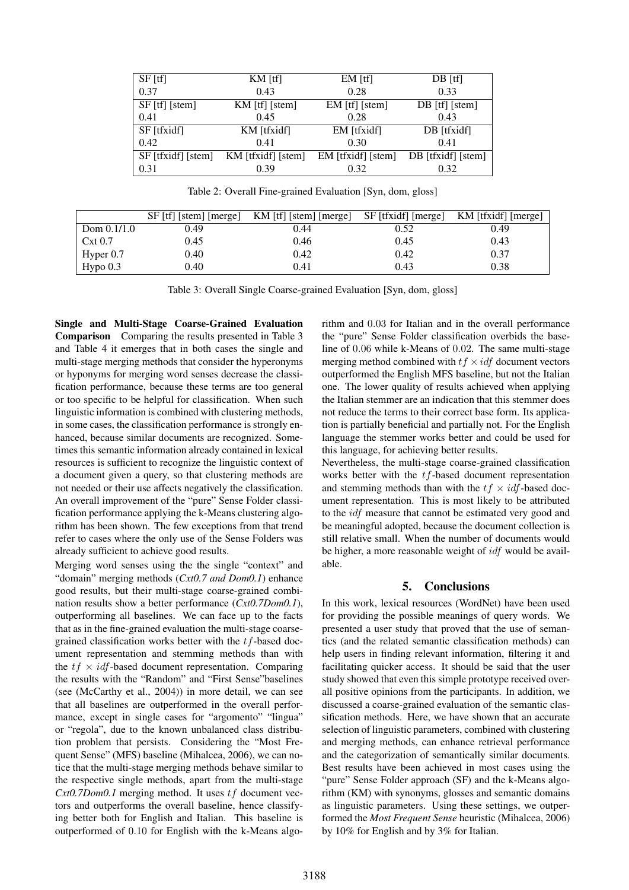| | | | |
|---|---|---|---|
| SF [tf] | KM [tf] | EM [tf] | DB [tf] |
| 0.37 | 0.43 | 0.28 | 0.33 |
| SF [tf] [stem] | KM [tf] [stem] | EM [tf] [stem] | DB [tf] [stem] |
| 0.41 | 0.45 | 0.28 | 0.43 |
| SF [tfxidf] | KM [tfxidf] | EM [tfxidf] | DB [tfxidf] |
| 0.42 | 0.41 | 0.30 | 0.41 |
| SF [tfxidf] [stem] | KM [tfxidf] [stem] | EM [tfxidf] [stem] | DB [tfxidf] [stem] |
| 0.31 | 0.39 | 0.32 | 0.32 |

Table 2: Overall Fine-grained Evaluation [Syn, dom, gloss]

| | SF [tf] [stem] [merge] | KM [tf] [stem] [merge] | SF [tfxidf] [merge] | KM [tfxidf] [merge] |
|---|---|---|---|---|
| Dom 0.1/1.0 | 0.49 | 0.44 | 0.52 | 0.49 |
| Cxt 0.7 | 0.45 | 0.46 | 0.45 | 0.43 |
| Hyper 0.7 | 0.40 | 0.42 | 0.42 | 0.37 |
| Hypo 0.3 | 0.40 | 0.41 | 0.43 | 0.38 |

Table 3: Overall Single Coarse-grained Evaluation [Syn, dom, gloss]

**Single and Multi-Stage Coarse-Grained Evaluation Comparison** Comparing the results presented in Table 3 and Table 4 it emerges that in both cases the single and multi-stage merging methods that consider the hyperonyms or hyponyms for merging word senses decrease the classification performance, because these terms are too general or too specific to be helpful for classification. When such linguistic information is combined with clustering methods, in some cases, the classification performance is strongly enhanced, because similar documents are recognized. Sometimes this semantic information already contained in lexical resources is sufficient to recognize the linguistic context of a document given a query, so that clustering methods are not needed or their use affects negatively the classification. An overall improvement of the "pure" Sense Folder classification performance applying the k-Means clustering algorithm has been shown. The few exceptions from that trend refer to cases where the only use of the Sense Folders was already sufficient to achieve good results.

Merging word senses using the the single "context" and "domain" merging methods (*Cxt0.7 and Dom0.1*) enhance good results, but their multi-stage coarse-grained combination results show a better performance (*Cxt0.7Dom0.1*), outperforming all baselines. We can face up to the facts that as in the fine-grained evaluation the multi-stage coarse-grained classification works better with the $tf$-based document representation and stemming methods than with the $tf \times idf$-based document representation. Comparing the results with the "Random" and "First Sense"baselines (see (McCarthy et al., 2004)) in more detail, we can see that all baselines are outperformed in the overall performance, except in single cases for "argomento" "lingua" or "regola", due to the known unbalanced class distribution problem that persists. Considering the "Most Frequent Sense" (MFS) baseline (Mihalcea, 2006), we can notice that the multi-stage merging methods behave similar to the respective single methods, apart from the multi-stage *Cxt0.7Dom0.1* merging method. It uses $tf$ document vectors and outperforms the overall baseline, hence classifying better both for English and Italian. This baseline is outperformed of $0.10$ for English with the k-Means algorithm and $0.03$ for Italian and in the overall performance the "pure" Sense Folder classification overbids the baseline of $0.06$ while k-Means of $0.02$. The same multi-stage merging method combined with $tf \times idf$ document vectors outperformed the English MFS baseline, but not the Italian one. The lower quality of results achieved when applying the Italian stemmer are an indication that this stemmer does not reduce the terms to their correct base form. Its application is partially beneficial and partially not. For the English language the stemmer works better and could be used for this language, for achieving better results.

Nevertheless, the multi-stage coarse-grained classification works better with the $tf$-based document representation and stemming methods than with the $tf \times idf$-based document representation. This is most likely to be attributed to the $idf$ measure that cannot be estimated very good and be meaningful adopted, because the document collection is still relative small. When the number of documents would be higher, a more reasonable weight of $idf$ would be available.

## 5. Conclusions

In this work, lexical resources (WordNet) have been used for providing the possible meanings of query words. We presented a user study that proved that the use of semantics (and the related semantic classification methods) can help users in finding relevant information, filtering it and facilitating quicker access. It should be said that the user study showed that even this simple prototype received overall positive opinions from the participants. In addition, we discussed a coarse-grained evaluation of the semantic classification methods. Here, we have shown that an accurate selection of linguistic parameters, combined with clustering and merging methods, can enhance retrieval performance and the categorization of semantically similar documents. Best results have been achieved in most cases using the "pure" Sense Folder approach (SF) and the k-Means algorithm (KM) with synonyms, glosses and semantic domains as linguistic parameters. Using these settings, we outperformed the *Most Frequent Sense* heuristic (Mihalcea, 2006) by 10% for English and by 3% for Italian.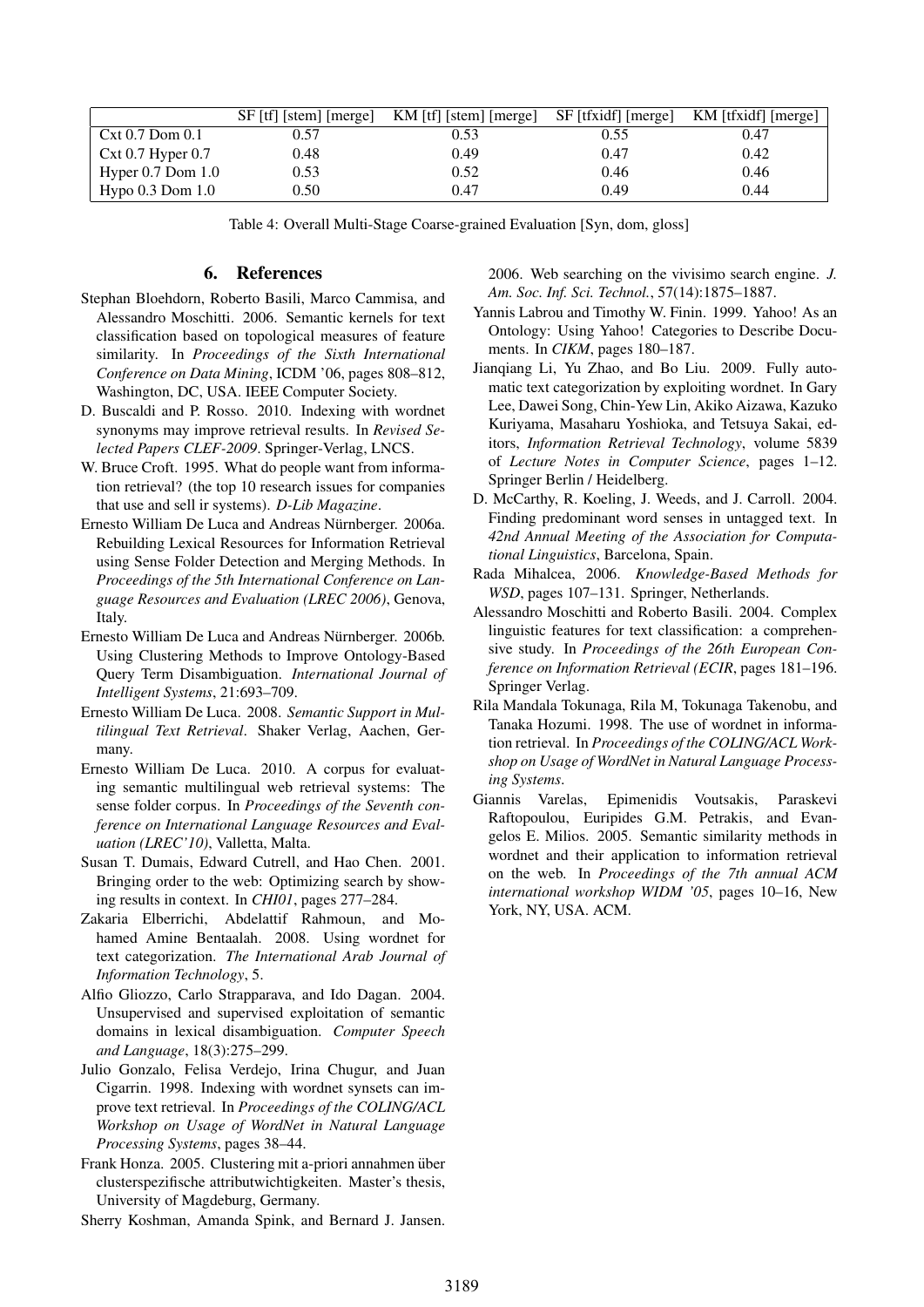| | SF [tf] [stem] [merge] | KM [tf] [stem] [merge] | SF [tfxidf] [merge] | KM [tfxidf] [merge] |
|---|---|---|---|---|
| Cxt 0.7 Dom 0.1 | 0.57 | 0.53 | 0.55 | 0.47 |
| Cxt 0.7 Hyper 0.7 | 0.48 | 0.49 | 0.47 | 0.42 |
| Hyper 0.7 Dom 1.0 | 0.53 | 0.52 | 0.46 | 0.46 |
| Hypo 0.3 Dom 1.0 | 0.50 | 0.47 | 0.49 | 0.44 |

Table 4: Overall Multi-Stage Coarse-grained Evaluation [Syn, dom, gloss]

## 6. References

Stephan Bloehdorn, Roberto Basili, Marco Cammisa, and Alessandro Moschitti. 2006. Semantic kernels for text classification based on topological measures of feature similarity. In *Proceedings of the Sixth International Conference on Data Mining*, ICDM '06, pages 808–812, Washington, DC, USA. IEEE Computer Society.

D. Buscaldi and P. Rosso. 2010. Indexing with wordnet synonyms may improve retrieval results. In *Revised Selected Papers CLEF-2009*. Springer-Verlag, LNCS.

W. Bruce Croft. 1995. What do people want from information retrieval? (the top 10 research issues for companies that use and sell ir systems). *D-Lib Magazine*.

Ernesto William De Luca and Andreas Nürnberger. 2006a. Rebuilding Lexical Resources for Information Retrieval using Sense Folder Detection and Merging Methods. In *Proceedings of the 5th International Conference on Language Resources and Evaluation (LREC 2006)*, Genova, Italy.

Ernesto William De Luca and Andreas Nürnberger. 2006b. Using Clustering Methods to Improve Ontology-Based Query Term Disambiguation. *International Journal of Intelligent Systems*, 21:693–709.

Ernesto William De Luca. 2008. *Semantic Support in Multilingual Text Retrieval*. Shaker Verlag, Aachen, Germany.

Ernesto William De Luca. 2010. A corpus for evaluating semantic multilingual web retrieval systems: The sense folder corpus. In *Proceedings of the Seventh conference on International Language Resources and Evaluation (LREC'10)*, Valletta, Malta.

Susan T. Dumais, Edward Cutrell, and Hao Chen. 2001. Bringing order to the web: Optimizing search by showing results in context. In *CHI01*, pages 277–284.

Zakaria Elberrichi, Abdelattif Rahmoun, and Mohamed Amine Bentaalah. 2008. Using wordnet for text categorization. *The International Arab Journal of Information Technology*, 5.

Alfio Gliozzo, Carlo Strapparava, and Ido Dagan. 2004. Unsupervised and supervised exploitation of semantic domains in lexical disambiguation. *Computer Speech and Language*, 18(3):275–299.

Julio Gonzalo, Felisa Verdejo, Irina Chugur, and Juan Cigarrin. 1998. Indexing with wordnet synsets can improve text retrieval. In *Proceedings of the COLING/ACL Workshop on Usage of WordNet in Natural Language Processing Systems*, pages 38–44.

Frank Honza. 2005. Clustering mit a-priori annahmen über clusterspezifische attributwichtigkeiten. Master's thesis, University of Magdeburg, Germany.

Sherry Koshman, Amanda Spink, and Bernard J. Jansen. 2006. Web searching on the vivisimo search engine. *J. Am. Soc. Inf. Sci. Technol.*, 57(14):1875–1887.

Yannis Labrou and Timothy W. Finin. 1999. Yahoo! As an Ontology: Using Yahoo! Categories to Describe Documents. In *CIKM*, pages 180–187.

Jianqiang Li, Yu Zhao, and Bo Liu. 2009. Fully automatic text categorization by exploiting wordnet. In Gary Lee, Dawei Song, Chin-Yew Lin, Akiko Aizawa, Kazuko Kuriyama, Masaharu Yoshioka, and Tetsuya Sakai, editors, *Information Retrieval Technology*, volume 5839 of *Lecture Notes in Computer Science*, pages 1–12. Springer Berlin / Heidelberg.

D. McCarthy, R. Koeling, J. Weeds, and J. Carroll. 2004. Finding predominant word senses in untagged text. In *42nd Annual Meeting of the Association for Computational Linguistics*, Barcelona, Spain.

Rada Mihalcea, 2006. *Knowledge-Based Methods for WSD*, pages 107–131. Springer, Netherlands.

Alessandro Moschitti and Roberto Basili. 2004. Complex linguistic features for text classification: a comprehensive study. In *Proceedings of the 26th European Conference on Information Retrieval (ECIR*, pages 181–196. Springer Verlag.

Rila Mandala Tokunaga, Rila M, Tokunaga Takenobu, and Tanaka Hozumi. 1998. The use of wordnet in information retrieval. In *Proceedings of the COLING/ACL Workshop on Usage of WordNet in Natural Language Processing Systems*.

Giannis Varelas, Epimenidis Voutsakis, Paraskevi Raftopoulou, Euripides G.M. Petrakis, and Evangelos E. Milios. 2005. Semantic similarity methods in wordnet and their application to information retrieval on the web. In *Proceedings of the 7th annual ACM international workshop WIDM '05*, pages 10–16, New York, NY, USA. ACM.